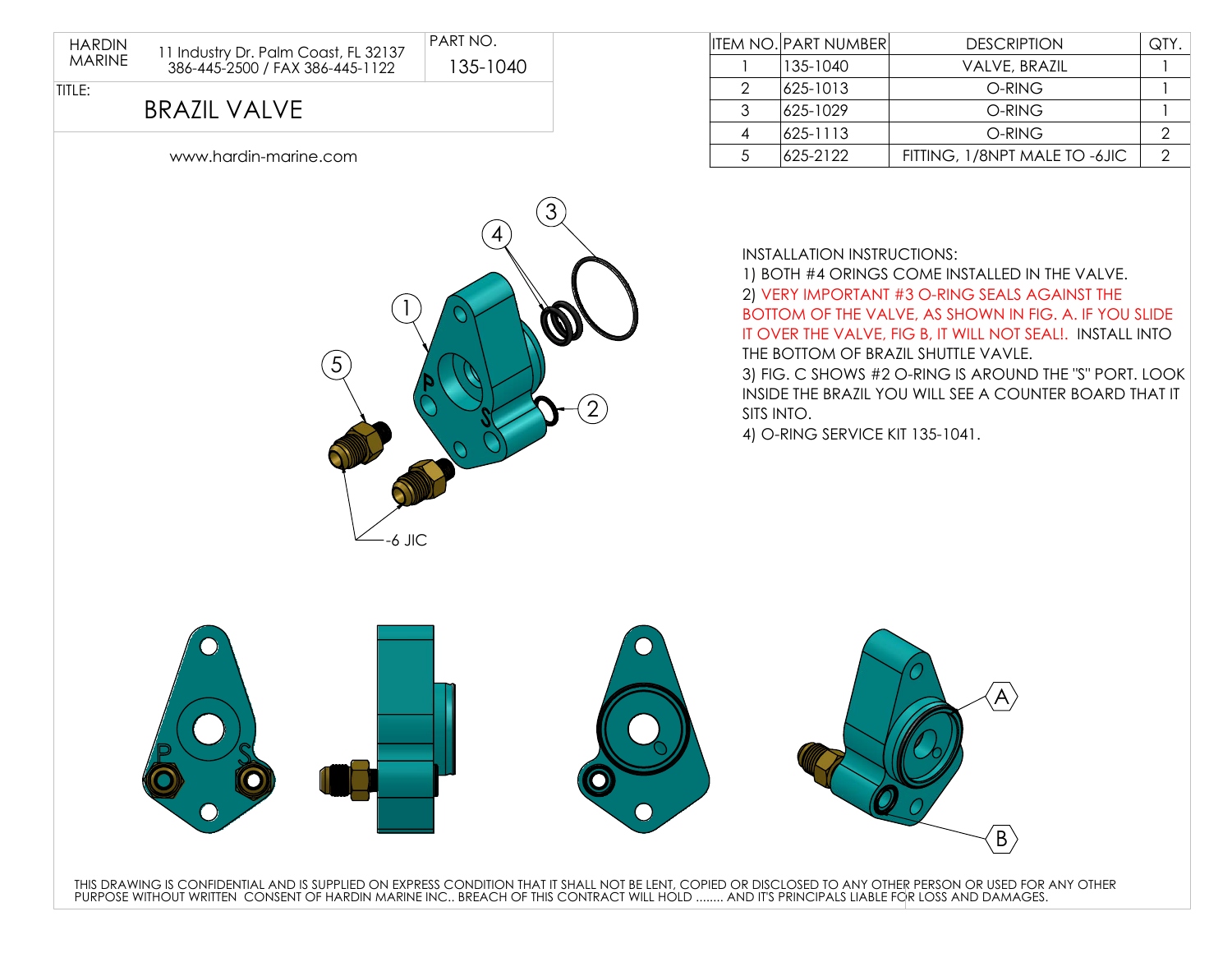HARDIN MARINE

11 Industry Dr. Palm Coast, FL 32137
386-445-2500 / FAX 386-445-1122

PART NO. 135-1040

TITLE:

# BRAZIL VALVE

www.hardin-marine.com

| ITEM NO. | PART NUMBER | DESCRIPTION | QTY. |
|---|---|---|---|
| 1 | 135-1040 | VALVE, BRAZIL | 1 |
| 2 | 625-1013 | O-RING | 1 |
| 3 | 625-1029 | O-RING | 1 |
| 4 | 625-1113 | O-RING | 2 |
| 5 | 625-2122 | FITTING, 1/8NPT MALE TO -6JIC | 2 |

1 2 3 4 5

-6 JIC

INSTALLATION INSTRUCTIONS:

1) BOTH #4 ORINGS COME INSTALLED IN THE VALVE.

2) VERY IMPORTANT #3 O-RING SEALS AGAINST THE BOTTOM OF THE VALVE, AS SHOWN IN FIG. A. IF YOU SLIDE IT OVER THE VALVE, FIG B, IT WILL NOT SEAL!. INSTALL INTO THE BOTTOM OF BRAZIL SHUTTLE VAVLE.

3) FIG. C SHOWS #2 O-RING IS AROUND THE "S" PORT. LOOK INSIDE THE BRAZIL YOU WILL SEE A COUNTER BOARD THAT IT SITS INTO.

4) O-RING SERVICE KIT 135-1041.

P S

A

B

THIS DRAWING IS CONFIDENTIAL AND IS SUPPLIED ON EXPRESS CONDITION THAT IT SHALL NOT BE LENT, COPIED OR DISCLOSED TO ANY OTHER PERSON OR USED FOR ANY OTHER PURPOSE WITHOUT WRITTEN CONSENT OF HARDIN MARINE INC.. BREACH OF THIS CONTRACT WILL HOLD ........ AND IT'S PRINCIPALS LIABLE FOR LOSS AND DAMAGES.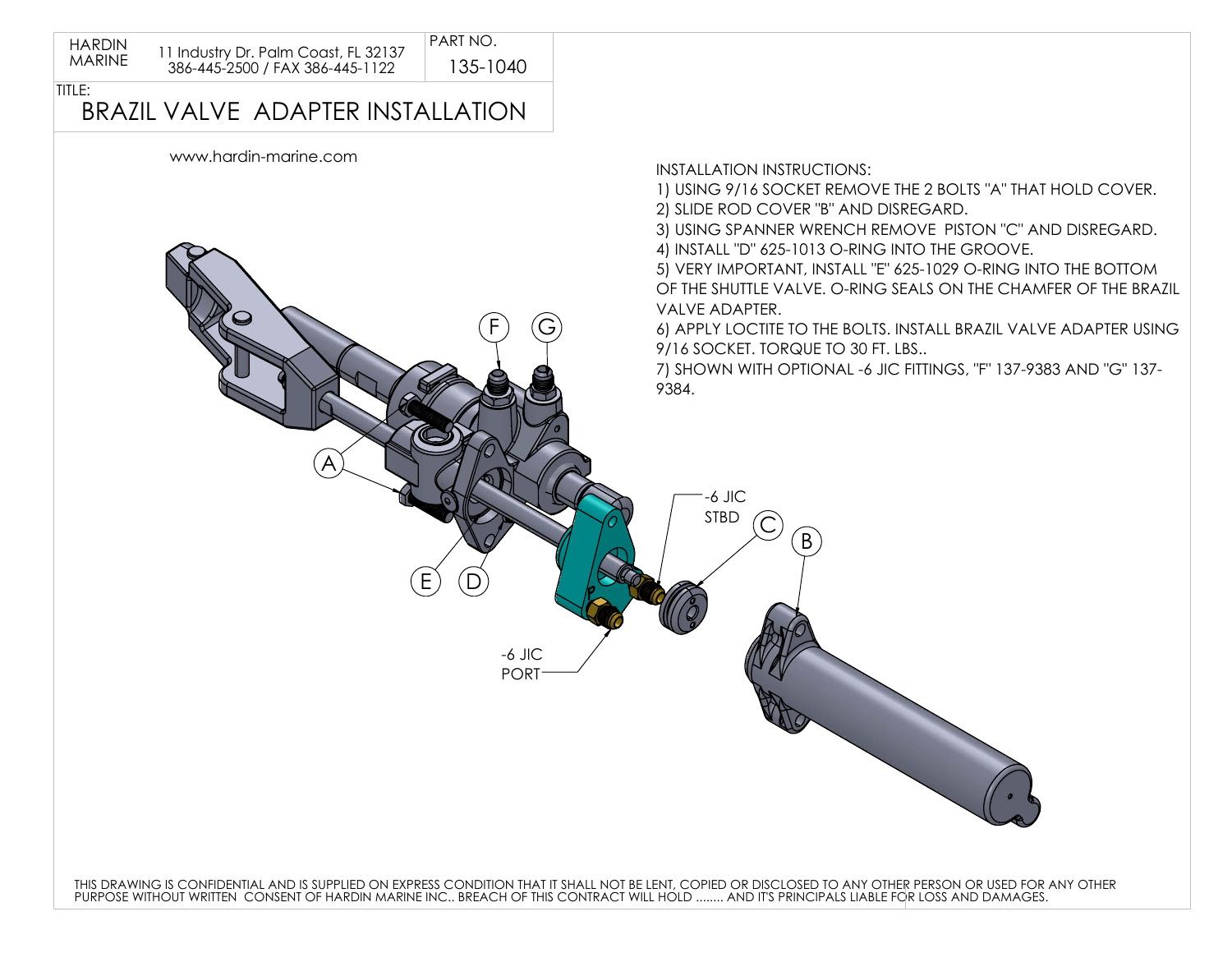HARDIN MARINE

11 Industry Dr. Palm Coast, FL 32137
386-445-2500 / FAX 386-445-1122

PART NO.
135-1040

TITLE:

# BRAZIL VALVE ADAPTER INSTALLATION

www.hardin-marine.com

INSTALLATION INSTRUCTIONS:

1) USING 9/16 SOCKET REMOVE THE 2 BOLTS "A" THAT HOLD COVER.
2) SLIDE ROD COVER "B" AND DISREGARD.
3) USING SPANNER WRENCH REMOVE PISTON "C" AND DISREGARD.
4) INSTALL "D" 625-1013 O-RING INTO THE GROOVE.
5) VERY IMPORTANT, INSTALL "E" 625-1029 O-RING INTO THE BOTTOM OF THE SHUTTLE VALVE. O-RING SEALS ON THE CHAMFER OF THE BRAZIL VALVE ADAPTER.
6) APPLY LOCTITE TO THE BOLTS. INSTALL BRAZIL VALVE ADAPTER USING 9/16 SOCKET. TORQUE TO 30 FT. LBS..
7) SHOWN WITH OPTIONAL -6 JIC FITTINGS, "F" 137-9383 AND "G" 137-9384.

F
G
A
E
D
-6 JIC
STBD
C
B
-6 JIC
PORT

THIS DRAWING IS CONFIDENTIAL AND IS SUPPLIED ON EXPRESS CONDITION THAT IT SHALL NOT BE LENT, COPIED OR DISCLOSED TO ANY OTHER PERSON OR USED FOR ANY OTHER PURPOSE WITHOUT WRITTEN CONSENT OF HARDIN MARINE INC.. BREACH OF THIS CONTRACT WILL HOLD ........ AND IT'S PRINCIPALS LIABLE FOR LOSS AND DAMAGES.